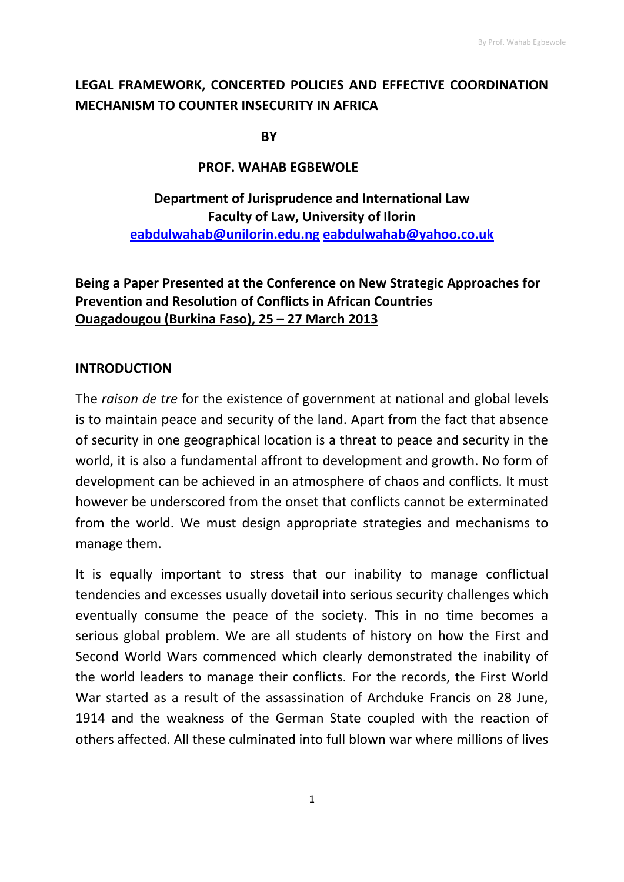# LEGAL FRAMEWORK, CONCERTED POLICIES AND EFFECTIVE COORDINATION MECHANISM TO COUNTER INSECURITY IN AFRICA

**BY**

**PROF. WAHAB EGBEWOLE**

**Department of Jurisprudence and International Law**
**Faculty of Law, University of Ilorin**
**eabdulwahab@unilorin.edu.ng eabdulwahab@yahoo.co.uk**

**Being a Paper Presented at the Conference on New Strategic Approaches for Prevention and Resolution of Conflicts in African Countries**
**Ouagadougou (Burkina Faso), 25 – 27 March 2013**

## INTRODUCTION

The *raison de tre* for the existence of government at national and global levels is to maintain peace and security of the land. Apart from the fact that absence of security in one geographical location is a threat to peace and security in the world, it is also a fundamental affront to development and growth. No form of development can be achieved in an atmosphere of chaos and conflicts. It must however be underscored from the onset that conflicts cannot be exterminated from the world. We must design appropriate strategies and mechanisms to manage them.

It is equally important to stress that our inability to manage conflictual tendencies and excesses usually dovetail into serious security challenges which eventually consume the peace of the society. This in no time becomes a serious global problem. We are all students of history on how the First and Second World Wars commenced which clearly demonstrated the inability of the world leaders to manage their conflicts. For the records, the First World War started as a result of the assassination of Archduke Francis on 28 June, 1914 and the weakness of the German State coupled with the reaction of others affected. All these culminated into full blown war where millions of lives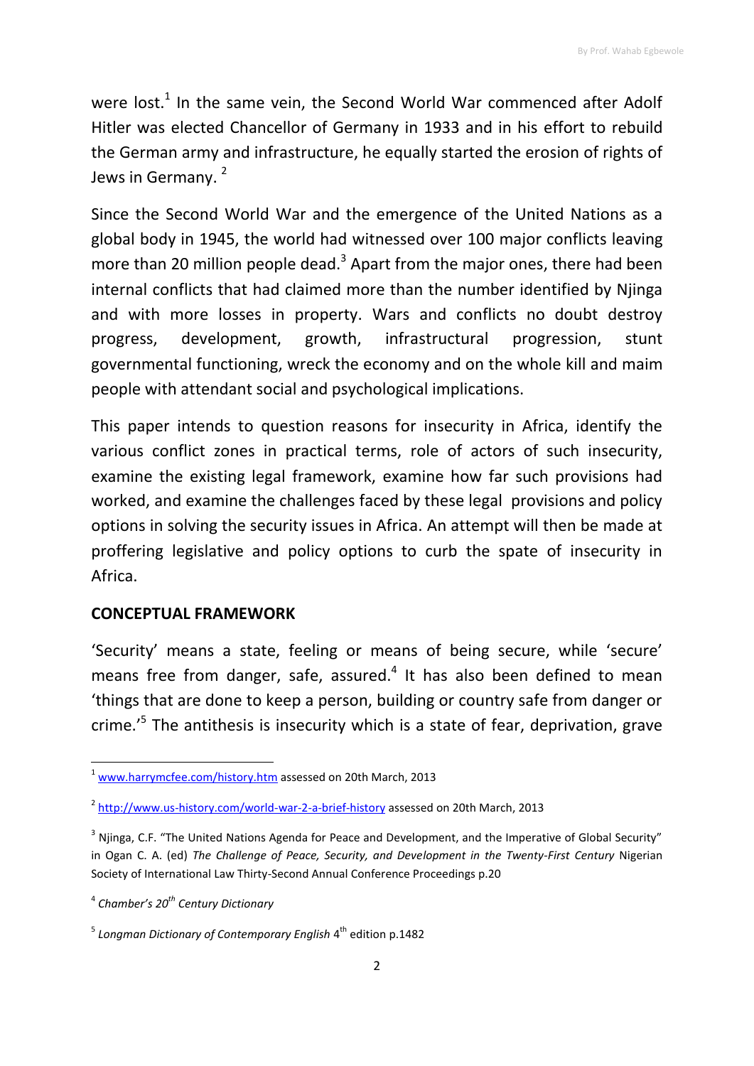were lost.[1] In the same vein, the Second World War commenced after Adolf Hitler was elected Chancellor of Germany in 1933 and in his effort to rebuild the German army and infrastructure, he equally started the erosion of rights of Jews in Germany. [2]

Since the Second World War and the emergence of the United Nations as a global body in 1945, the world had witnessed over 100 major conflicts leaving more than 20 million people dead.[3] Apart from the major ones, there had been internal conflicts that had claimed more than the number identified by Njinga and with more losses in property. Wars and conflicts no doubt destroy progress, development, growth, infrastructural progression, stunt governmental functioning, wreck the economy and on the whole kill and maim people with attendant social and psychological implications.

This paper intends to question reasons for insecurity in Africa, identify the various conflict zones in practical terms, role of actors of such insecurity, examine the existing legal framework, examine how far such provisions had worked, and examine the challenges faced by these legal provisions and policy options in solving the security issues in Africa. An attempt will then be made at proffering legislative and policy options to curb the spate of insecurity in Africa.

**CONCEPTUAL FRAMEWORK**

'Security' means a state, feeling or means of being secure, while 'secure' means free from danger, safe, assured.[4] It has also been defined to mean 'things that are done to keep a person, building or country safe from danger or crime.'[5] The antithesis is insecurity which is a state of fear, deprivation, grave

---

[1] www.harrymcfee.com/history.htm assessed on 20th March, 2013

[2] http://www.us-history.com/world-war-2-a-brief-history assessed on 20th March, 2013

[3] Njinga, C.F. "The United Nations Agenda for Peace and Development, and the Imperative of Global Security" in Ogan C. A. (ed) *The Challenge of Peace, Security, and Development in the Twenty-First Century* Nigerian Society of International Law Thirty-Second Annual Conference Proceedings p.20

[4] *Chamber's 20th Century Dictionary*

[5] *Longman Dictionary of Contemporary English* 4th edition p.1482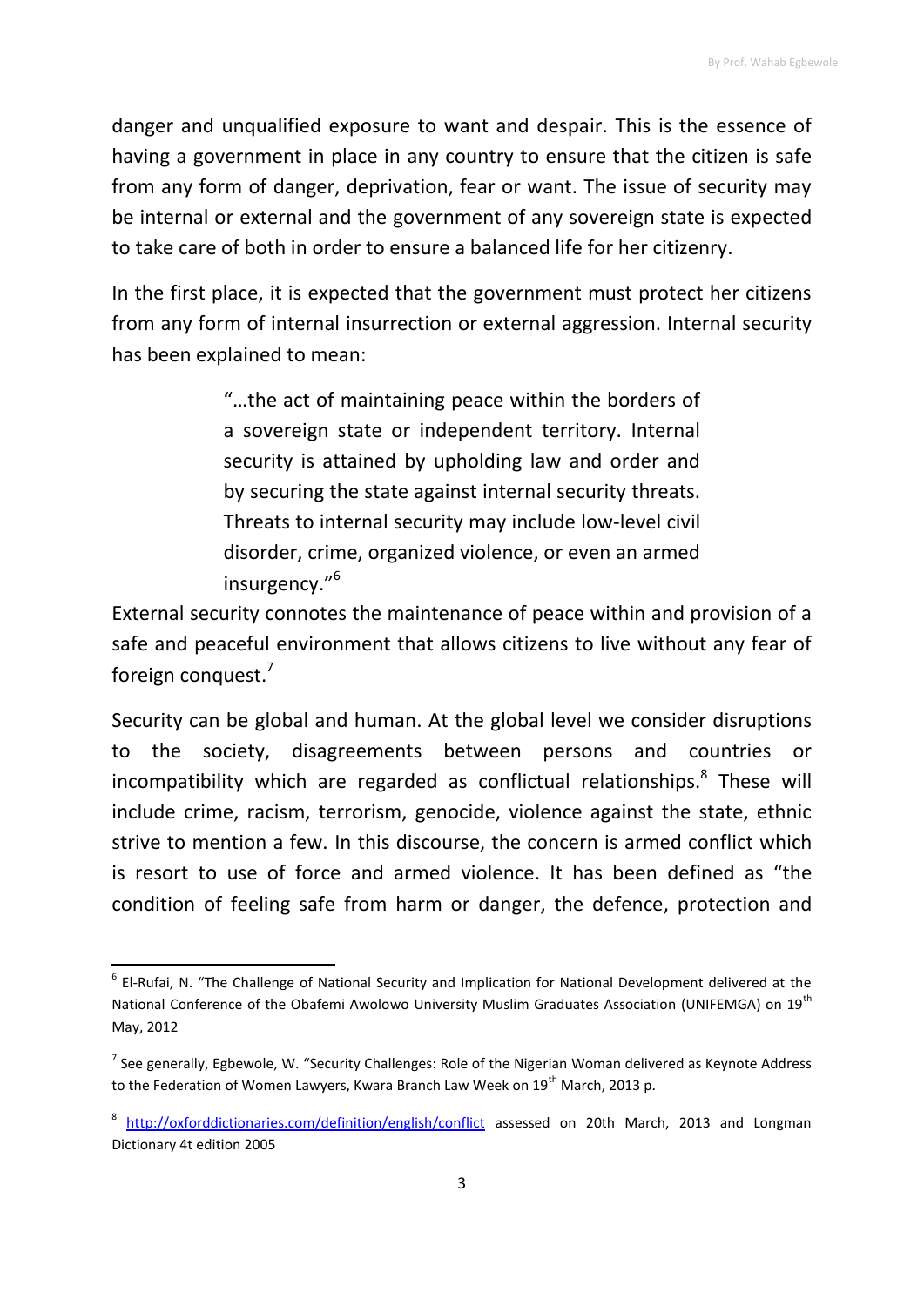danger and unqualified exposure to want and despair. This is the essence of having a government in place in any country to ensure that the citizen is safe from any form of danger, deprivation, fear or want. The issue of security may be internal or external and the government of any sovereign state is expected to take care of both in order to ensure a balanced life for her citizenry.

In the first place, it is expected that the government must protect her citizens from any form of internal insurrection or external aggression. Internal security has been explained to mean:

> "…the act of maintaining peace within the borders of a sovereign state or independent territory. Internal security is attained by upholding law and order and by securing the state against internal security threats. Threats to internal security may include low-level civil disorder, crime, organized violence, or even an armed insurgency."[6]

External security connotes the maintenance of peace within and provision of a safe and peaceful environment that allows citizens to live without any fear of foreign conquest.[7]

Security can be global and human. At the global level we consider disruptions to the society, disagreements between persons and countries or incompatibility which are regarded as conflictual relationships.[8] These will include crime, racism, terrorism, genocide, violence against the state, ethnic strive to mention a few. In this discourse, the concern is armed conflict which is resort to use of force and armed violence. It has been defined as "the condition of feeling safe from harm or danger, the defence, protection and

---

[6] El-Rufai, N. "The Challenge of National Security and Implication for National Development delivered at the National Conference of the Obafemi Awolowo University Muslim Graduates Association (UNIFEMGA) on 19th May, 2012

[7] See generally, Egbewole, W. "Security Challenges: Role of the Nigerian Woman delivered as Keynote Address to the Federation of Women Lawyers, Kwara Branch Law Week on 19th March, 2013 p.

[8] http://oxforddictionaries.com/definition/english/conflict assessed on 20th March, 2013 and Longman Dictionary 4t edition 2005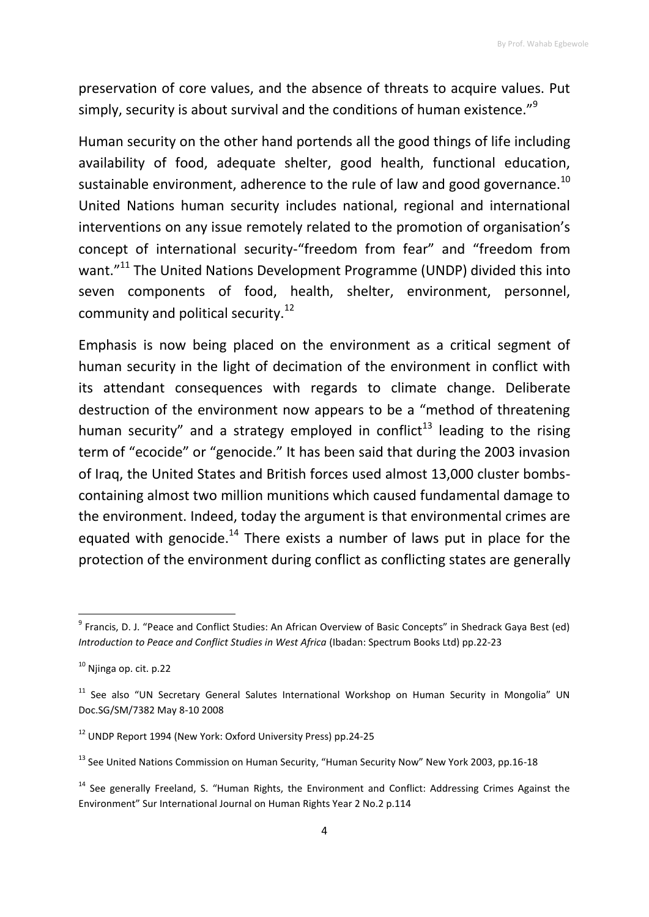preservation of core values, and the absence of threats to acquire values. Put simply, security is about survival and the conditions of human existence."[9]

Human security on the other hand portends all the good things of life including availability of food, adequate shelter, good health, functional education, sustainable environment, adherence to the rule of law and good governance.[10] United Nations human security includes national, regional and international interventions on any issue remotely related to the promotion of organisation's concept of international security-"freedom from fear" and "freedom from want."[11] The United Nations Development Programme (UNDP) divided this into seven components of food, health, shelter, environment, personnel, community and political security.[12]

Emphasis is now being placed on the environment as a critical segment of human security in the light of decimation of the environment in conflict with its attendant consequences with regards to climate change. Deliberate destruction of the environment now appears to be a "method of threatening human security" and a strategy employed in conflict[13] leading to the rising term of "ecocide" or "genocide." It has been said that during the 2003 invasion of Iraq, the United States and British forces used almost 13,000 cluster bombs-containing almost two million munitions which caused fundamental damage to the environment. Indeed, today the argument is that environmental crimes are equated with genocide.[14] There exists a number of laws put in place for the protection of the environment during conflict as conflicting states are generally

---

[9] Francis, D. J. "Peace and Conflict Studies: An African Overview of Basic Concepts" in Shedrack Gaya Best (ed) *Introduction to Peace and Conflict Studies in West Africa* (Ibadan: Spectrum Books Ltd) pp.22-23

[10] Njinga op. cit. p.22

[11] See also "UN Secretary General Salutes International Workshop on Human Security in Mongolia" UN Doc.SG/SM/7382 May 8-10 2008

[12] UNDP Report 1994 (New York: Oxford University Press) pp.24-25

[13] See United Nations Commission on Human Security, "Human Security Now" New York 2003, pp.16-18

[14] See generally Freeland, S. "Human Rights, the Environment and Conflict: Addressing Crimes Against the Environment" Sur International Journal on Human Rights Year 2 No.2 p.114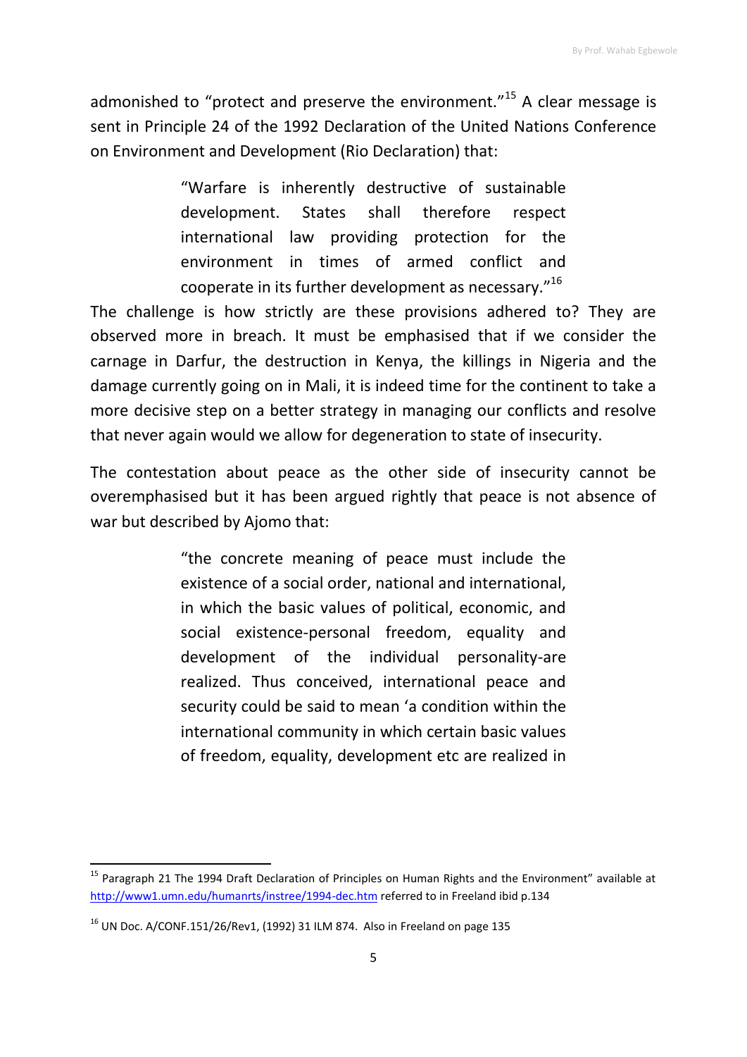admonished to "protect and preserve the environment."[15] A clear message is sent in Principle 24 of the 1992 Declaration of the United Nations Conference on Environment and Development (Rio Declaration) that:

> "Warfare is inherently destructive of sustainable development. States shall therefore respect international law providing protection for the environment in times of armed conflict and cooperate in its further development as necessary."[16]

The challenge is how strictly are these provisions adhered to? They are observed more in breach. It must be emphasised that if we consider the carnage in Darfur, the destruction in Kenya, the killings in Nigeria and the damage currently going on in Mali, it is indeed time for the continent to take a more decisive step on a better strategy in managing our conflicts and resolve that never again would we allow for degeneration to state of insecurity.

The contestation about peace as the other side of insecurity cannot be overemphasised but it has been argued rightly that peace is not absence of war but described by Ajomo that:

> "the concrete meaning of peace must include the existence of a social order, national and international, in which the basic values of political, economic, and social existence-personal freedom, equality and development of the individual personality-are realized. Thus conceived, international peace and security could be said to mean 'a condition within the international community in which certain basic values of freedom, equality, development etc are realized in

---

[15] Paragraph 21 The 1994 Draft Declaration of Principles on Human Rights and the Environment" available at http://www1.umn.edu/humanrts/instree/1994-dec.htm referred to in Freeland ibid p.134

[16] UN Doc. A/CONF.151/26/Rev1, (1992) 31 ILM 874. Also in Freeland on page 135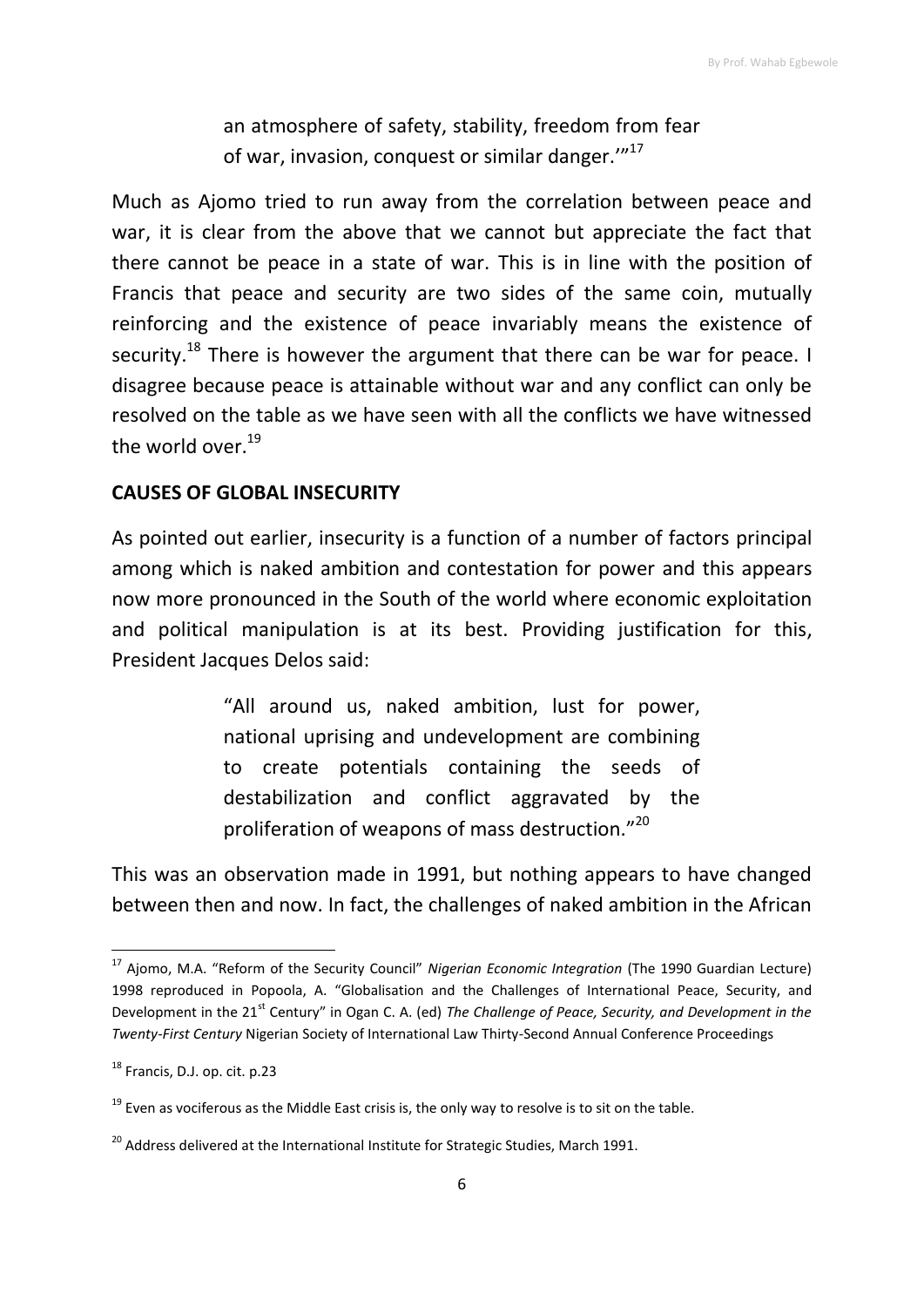> an atmosphere of safety, stability, freedom from fear of war, invasion, conquest or similar danger.'"[17]

Much as Ajomo tried to run away from the correlation between peace and war, it is clear from the above that we cannot but appreciate the fact that there cannot be peace in a state of war. This is in line with the position of Francis that peace and security are two sides of the same coin, mutually reinforcing and the existence of peace invariably means the existence of security.[18] There is however the argument that there can be war for peace. I disagree because peace is attainable without war and any conflict can only be resolved on the table as we have seen with all the conflicts we have witnessed the world over.[19]

**CAUSES OF GLOBAL INSECURITY**

As pointed out earlier, insecurity is a function of a number of factors principal among which is naked ambition and contestation for power and this appears now more pronounced in the South of the world where economic exploitation and political manipulation is at its best. Providing justification for this, President Jacques Delos said:

> "All around us, naked ambition, lust for power, national uprising and undevelopment are combining to create potentials containing the seeds of destabilization and conflict aggravated by the proliferation of weapons of mass destruction."[20]

This was an observation made in 1991, but nothing appears to have changed between then and now. In fact, the challenges of naked ambition in the African

---

[17] Ajomo, M.A. "Reform of the Security Council" *Nigerian Economic Integration* (The 1990 Guardian Lecture) 1998 reproduced in Popoola, A. "Globalisation and the Challenges of International Peace, Security, and Development in the 21st Century" in Ogan C. A. (ed) *The Challenge of Peace, Security, and Development in the Twenty-First Century* Nigerian Society of International Law Thirty-Second Annual Conference Proceedings

[18] Francis, D.J. op. cit. p.23

[19] Even as vociferous as the Middle East crisis is, the only way to resolve is to sit on the table.

[20] Address delivered at the International Institute for Strategic Studies, March 1991.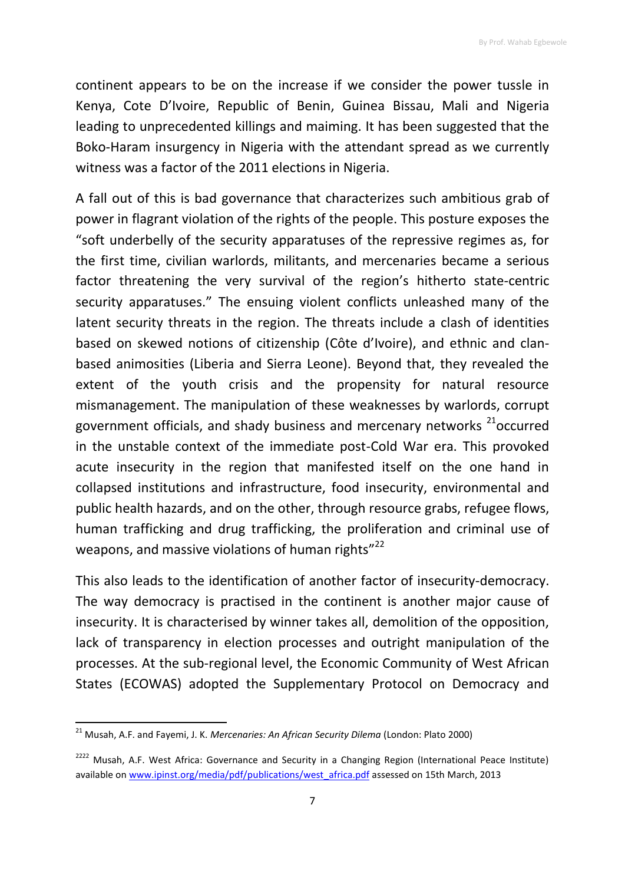continent appears to be on the increase if we consider the power tussle in Kenya, Cote D'Ivoire, Republic of Benin, Guinea Bissau, Mali and Nigeria leading to unprecedented killings and maiming. It has been suggested that the Boko-Haram insurgency in Nigeria with the attendant spread as we currently witness was a factor of the 2011 elections in Nigeria.

A fall out of this is bad governance that characterizes such ambitious grab of power in flagrant violation of the rights of the people. This posture exposes the "soft underbelly of the security apparatuses of the repressive regimes as, for the first time, civilian warlords, militants, and mercenaries became a serious factor threatening the very survival of the region's hitherto state-centric security apparatuses." The ensuing violent conflicts unleashed many of the latent security threats in the region. The threats include a clash of identities based on skewed notions of citizenship (Côte d'Ivoire), and ethnic and clan-based animosities (Liberia and Sierra Leone). Beyond that, they revealed the extent of the youth crisis and the propensity for natural resource mismanagement. The manipulation of these weaknesses by warlords, corrupt government officials, and shady business and mercenary networks [21]occurred in the unstable context of the immediate post-Cold War era. This provoked acute insecurity in the region that manifested itself on the one hand in collapsed institutions and infrastructure, food insecurity, environmental and public health hazards, and on the other, through resource grabs, refugee flows, human trafficking and drug trafficking, the proliferation and criminal use of weapons, and massive violations of human rights"[22]

This also leads to the identification of another factor of insecurity-democracy. The way democracy is practised in the continent is another major cause of insecurity. It is characterised by winner takes all, demolition of the opposition, lack of transparency in election processes and outright manipulation of the processes. At the sub-regional level, the Economic Community of West African States (ECOWAS) adopted the Supplementary Protocol on Democracy and

---

[21] Musah, A.F. and Fayemi, J. K. *Mercenaries: An African Security Dilema* (London: Plato 2000)

[2222] Musah, A.F. West Africa: Governance and Security in a Changing Region (International Peace Institute) available on www.ipinst.org/media/pdf/publications/west_africa.pdf assessed on 15th March, 2013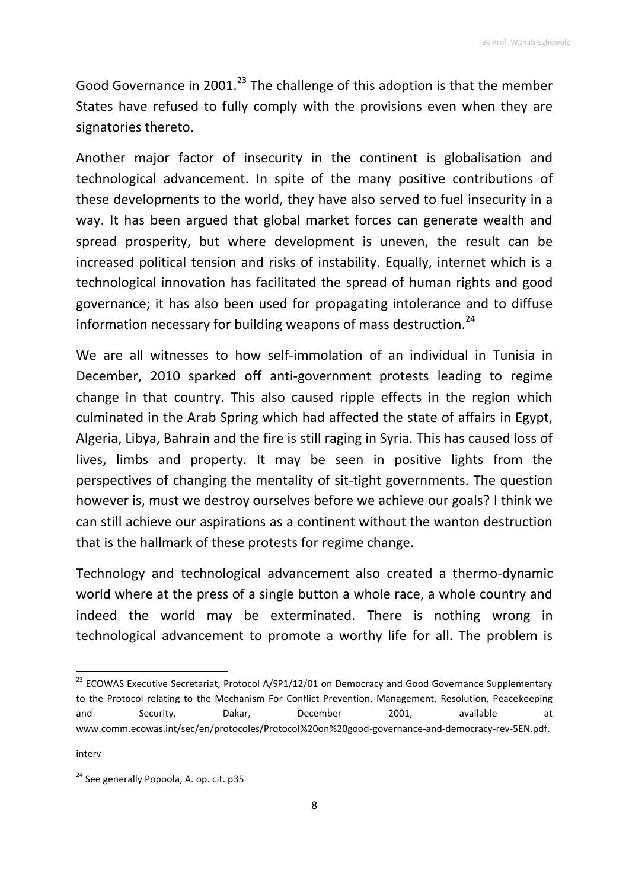Good Governance in 2001.[23] The challenge of this adoption is that the member States have refused to fully comply with the provisions even when they are signatories thereto.

Another major factor of insecurity in the continent is globalisation and technological advancement. In spite of the many positive contributions of these developments to the world, they have also served to fuel insecurity in a way. It has been argued that global market forces can generate wealth and spread prosperity, but where development is uneven, the result can be increased political tension and risks of instability. Equally, internet which is a technological innovation has facilitated the spread of human rights and good governance; it has also been used for propagating intolerance and to diffuse information necessary for building weapons of mass destruction.[24]

We are all witnesses to how self-immolation of an individual in Tunisia in December, 2010 sparked off anti-government protests leading to regime change in that country. This also caused ripple effects in the region which culminated in the Arab Spring which had affected the state of affairs in Egypt, Algeria, Libya, Bahrain and the fire is still raging in Syria. This has caused loss of lives, limbs and property. It may be seen in positive lights from the perspectives of changing the mentality of sit-tight governments. The question however is, must we destroy ourselves before we achieve our goals? I think we can still achieve our aspirations as a continent without the wanton destruction that is the hallmark of these protests for regime change.

Technology and technological advancement also created a thermo-dynamic world where at the press of a single button a whole race, a whole country and indeed the world may be exterminated. There is nothing wrong in technological advancement to promote a worthy life for all. The problem is

---

[23] ECOWAS Executive Secretariat, Protocol A/SP1/12/01 on Democracy and Good Governance Supplementary to the Protocol relating to the Mechanism For Conflict Prevention, Management, Resolution, Peacekeeping and Security, Dakar, December 2001, available at www.comm.ecowas.int/sec/en/protocoles/Protocol%20on%20good-governance-and-democracy-rev-5EN.pdf.

interv

[24] See generally Popoola, A. op. cit. p35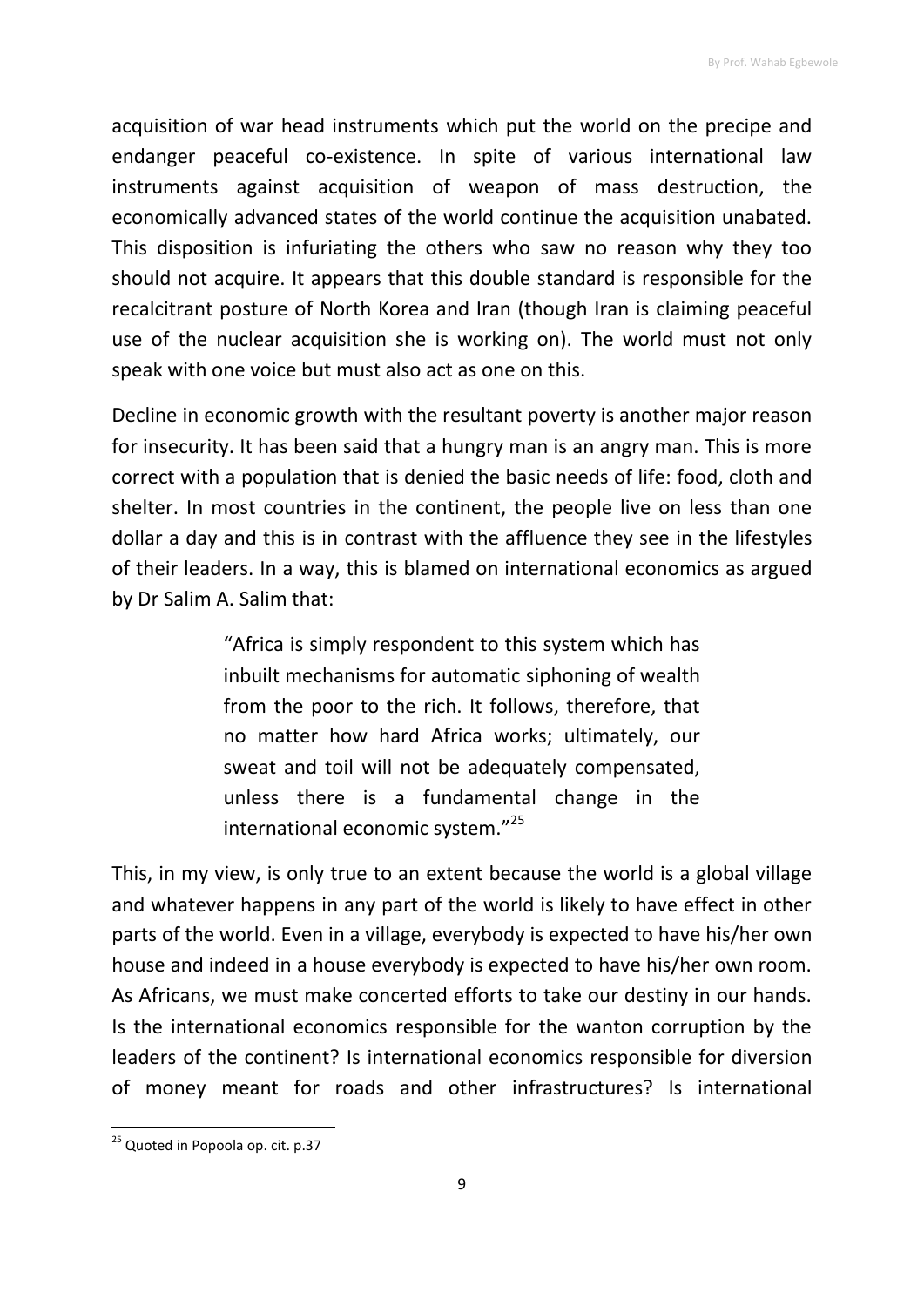acquisition of war head instruments which put the world on the precipe and endanger peaceful co-existence. In spite of various international law instruments against acquisition of weapon of mass destruction, the economically advanced states of the world continue the acquisition unabated. This disposition is infuriating the others who saw no reason why they too should not acquire. It appears that this double standard is responsible for the recalcitrant posture of North Korea and Iran (though Iran is claiming peaceful use of the nuclear acquisition she is working on). The world must not only speak with one voice but must also act as one on this.

Decline in economic growth with the resultant poverty is another major reason for insecurity. It has been said that a hungry man is an angry man. This is more correct with a population that is denied the basic needs of life: food, cloth and shelter. In most countries in the continent, the people live on less than one dollar a day and this is in contrast with the affluence they see in the lifestyles of their leaders. In a way, this is blamed on international economics as argued by Dr Salim A. Salim that:

> "Africa is simply respondent to this system which has inbuilt mechanisms for automatic siphoning of wealth from the poor to the rich. It follows, therefore, that no matter how hard Africa works; ultimately, our sweat and toil will not be adequately compensated, unless there is a fundamental change in the international economic system."[25]

This, in my view, is only true to an extent because the world is a global village and whatever happens in any part of the world is likely to have effect in other parts of the world. Even in a village, everybody is expected to have his/her own house and indeed in a house everybody is expected to have his/her own room. As Africans, we must make concerted efforts to take our destiny in our hands. Is the international economics responsible for the wanton corruption by the leaders of the continent? Is international economics responsible for diversion of money meant for roads and other infrastructures? Is international

---

[25] Quoted in Popoola op. cit. p.37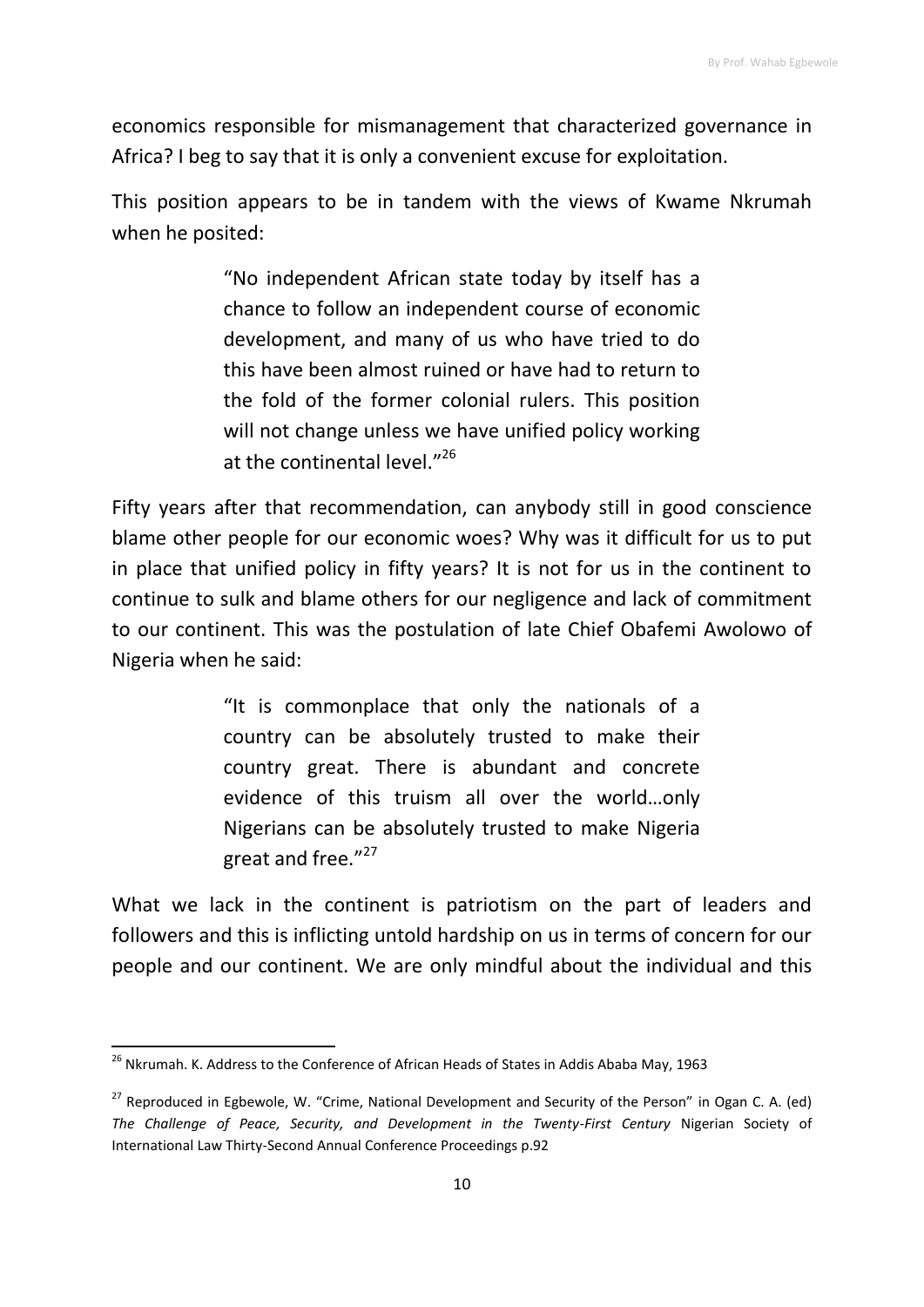economics responsible for mismanagement that characterized governance in Africa? I beg to say that it is only a convenient excuse for exploitation.

This position appears to be in tandem with the views of Kwame Nkrumah when he posited:

> "No independent African state today by itself has a chance to follow an independent course of economic development, and many of us who have tried to do this have been almost ruined or have had to return to the fold of the former colonial rulers. This position will not change unless we have unified policy working at the continental level."[26]

Fifty years after that recommendation, can anybody still in good conscience blame other people for our economic woes? Why was it difficult for us to put in place that unified policy in fifty years? It is not for us in the continent to continue to sulk and blame others for our negligence and lack of commitment to our continent. This was the postulation of late Chief Obafemi Awolowo of Nigeria when he said:

> "It is commonplace that only the nationals of a country can be absolutely trusted to make their country great. There is abundant and concrete evidence of this truism all over the world…only Nigerians can be absolutely trusted to make Nigeria great and free."[27]

What we lack in the continent is patriotism on the part of leaders and followers and this is inflicting untold hardship on us in terms of concern for our people and our continent. We are only mindful about the individual and this

---

[26] Nkrumah. K. Address to the Conference of African Heads of States in Addis Ababa May, 1963

[27] Reproduced in Egbewole, W. "Crime, National Development and Security of the Person" in Ogan C. A. (ed) *The Challenge of Peace, Security, and Development in the Twenty-First Century* Nigerian Society of International Law Thirty-Second Annual Conference Proceedings p.92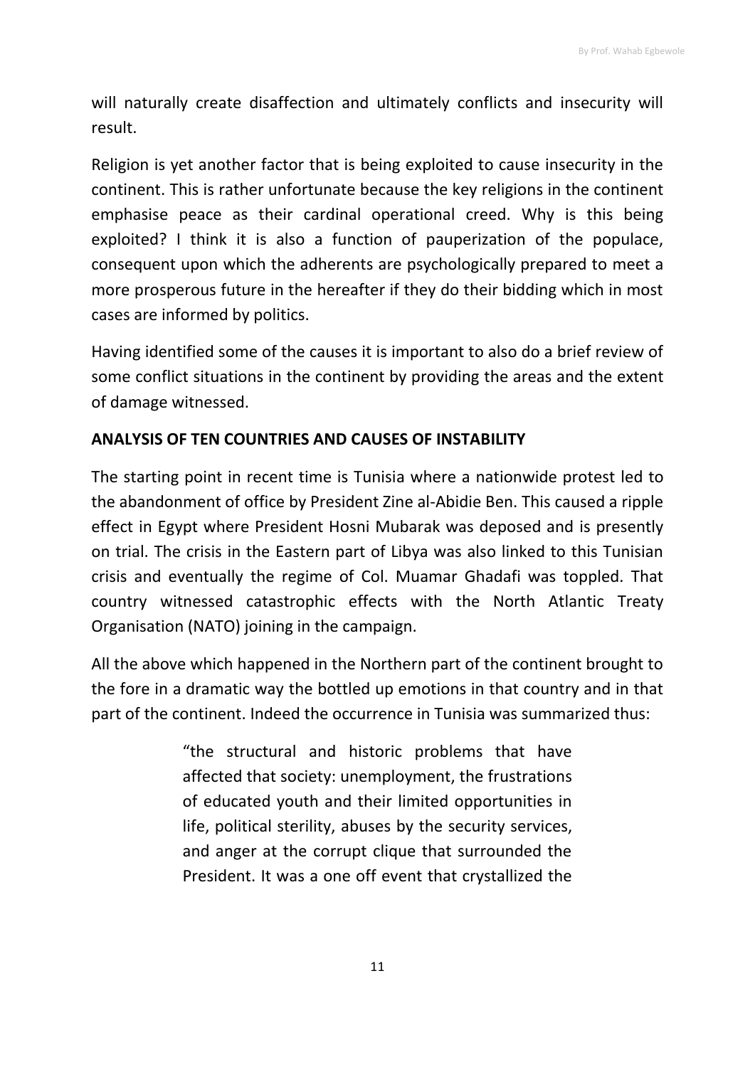will naturally create disaffection and ultimately conflicts and insecurity will result.

Religion is yet another factor that is being exploited to cause insecurity in the continent. This is rather unfortunate because the key religions in the continent emphasise peace as their cardinal operational creed. Why is this being exploited? I think it is also a function of pauperization of the populace, consequent upon which the adherents are psychologically prepared to meet a more prosperous future in the hereafter if they do their bidding which in most cases are informed by politics.

Having identified some of the causes it is important to also do a brief review of some conflict situations in the continent by providing the areas and the extent of damage witnessed.

**ANALYSIS OF TEN COUNTRIES AND CAUSES OF INSTABILITY**

The starting point in recent time is Tunisia where a nationwide protest led to the abandonment of office by President Zine al-Abidie Ben. This caused a ripple effect in Egypt where President Hosni Mubarak was deposed and is presently on trial. The crisis in the Eastern part of Libya was also linked to this Tunisian crisis and eventually the regime of Col. Muamar Ghadafi was toppled. That country witnessed catastrophic effects with the North Atlantic Treaty Organisation (NATO) joining in the campaign.

All the above which happened in the Northern part of the continent brought to the fore in a dramatic way the bottled up emotions in that country and in that part of the continent. Indeed the occurrence in Tunisia was summarized thus:

> "the structural and historic problems that have affected that society: unemployment, the frustrations of educated youth and their limited opportunities in life, political sterility, abuses by the security services, and anger at the corrupt clique that surrounded the President. It was a one off event that crystallized the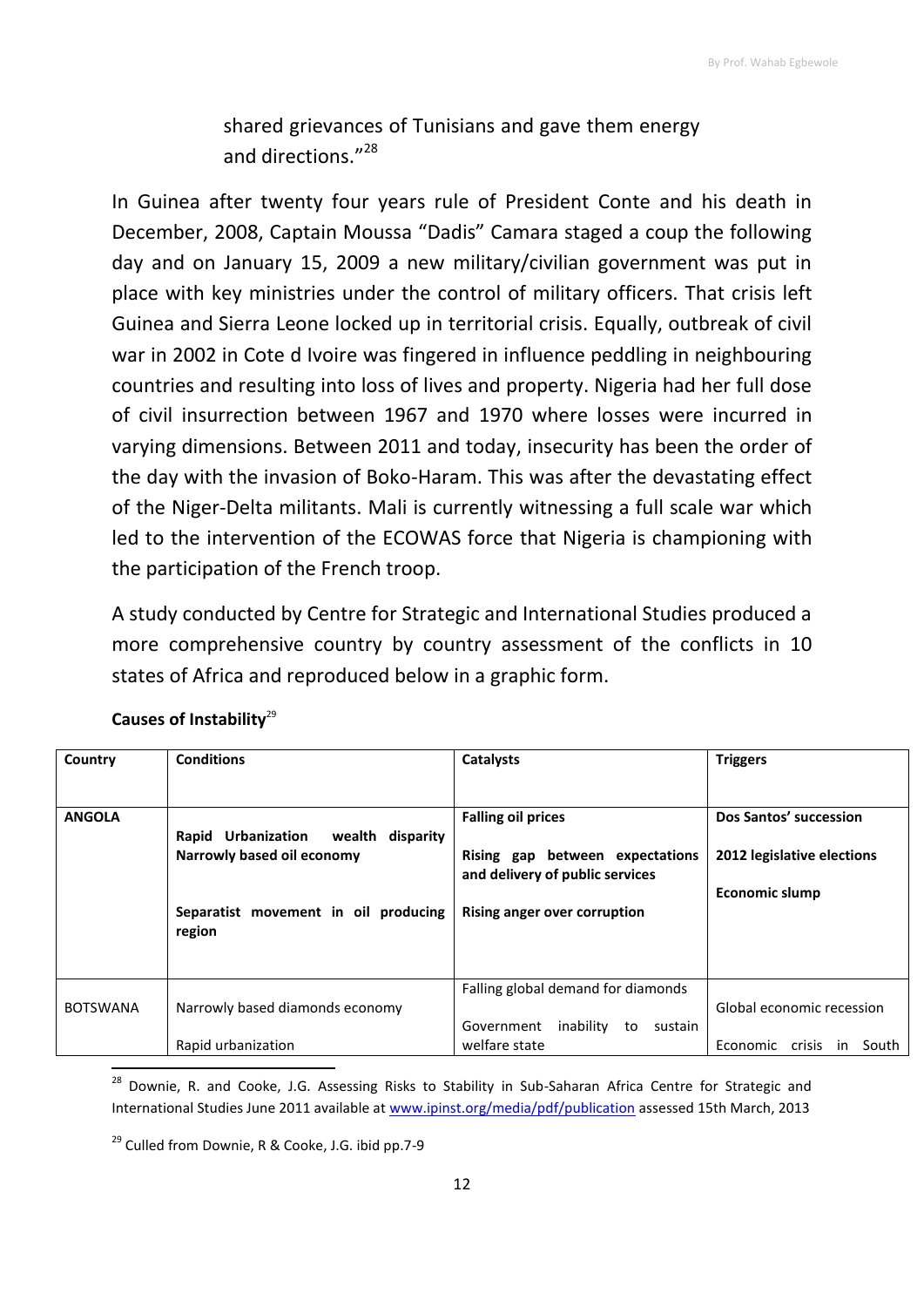shared grievances of Tunisians and gave them energy and directions."[28]

In Guinea after twenty four years rule of President Conte and his death in December, 2008, Captain Moussa "Dadis" Camara staged a coup the following day and on January 15, 2009 a new military/civilian government was put in place with key ministries under the control of military officers. That crisis left Guinea and Sierra Leone locked up in territorial crisis. Equally, outbreak of civil war in 2002 in Cote d Ivoire was fingered in influence peddling in neighbouring countries and resulting into loss of lives and property. Nigeria had her full dose of civil insurrection between 1967 and 1970 where losses were incurred in varying dimensions. Between 2011 and today, insecurity has been the order of the day with the invasion of Boko-Haram. This was after the devastating effect of the Niger-Delta militants. Mali is currently witnessing a full scale war which led to the intervention of the ECOWAS force that Nigeria is championing with the participation of the French troop.

A study conducted by Centre for Strategic and International Studies produced a more comprehensive country by country assessment of the conflicts in 10 states of Africa and reproduced below in a graphic form.

**Causes of Instability**[29]

| Country | Conditions | Catalysts | Triggers |
|---|---|---|---|
| **ANGOLA** | **Rapid Urbanization wealth disparity**<br>**Narrowly based oil economy**<br><br>**Separatist movement in oil producing region** | **Falling oil prices**<br><br>**Rising gap between expectations and delivery of public services**<br><br>**Rising anger over corruption** | **Dos Santos' succession**<br><br>**2012 legislative elections**<br><br>**Economic slump** |
| BOTSWANA | Narrowly based diamonds economy<br><br>Rapid urbanization | Falling global demand for diamonds<br><br>Government inability to sustain welfare state | Global economic recession<br><br>Economic crisis in South |

[28] Downie, R. and Cooke, J.G. Assessing Risks to Stability in Sub-Saharan Africa Centre for Strategic and International Studies June 2011 available at www.ipinst.org/media/pdf/publication assessed 15th March, 2013

[29] Culled from Downie, R & Cooke, J.G. ibid pp.7-9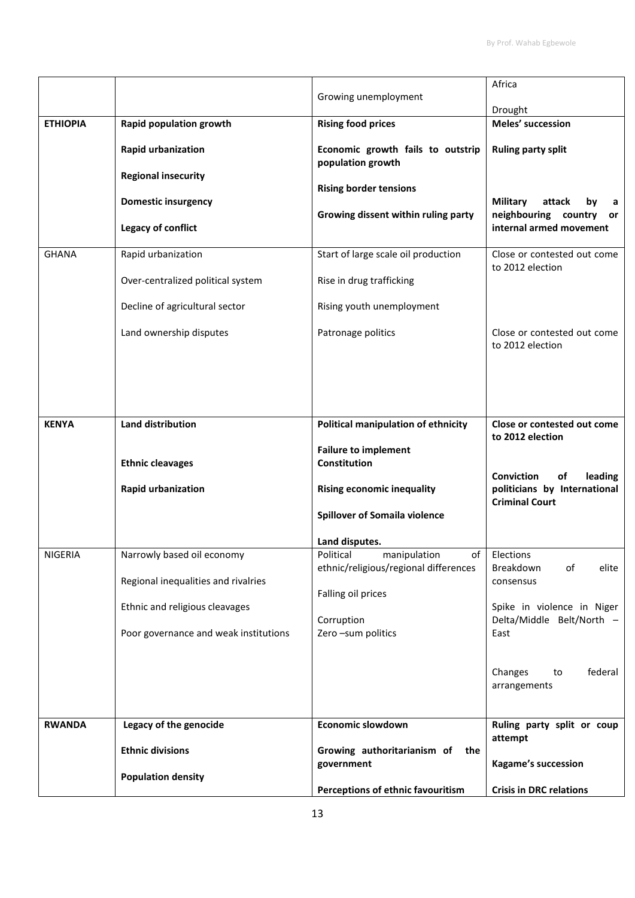| | | | |
|---|---|---|---|
| | | Growing unemployment | Africa<br><br>Drought |
| **ETHIOPIA** | **Rapid population growth**<br><br>**Rapid urbanization**<br><br>**Regional insecurity**<br><br>**Domestic insurgency**<br><br>**Legacy of conflict** | **Rising food prices**<br><br>**Economic growth fails to outstrip population growth**<br><br>**Rising border tensions**<br><br>**Growing dissent within ruling party** | **Meles' succession**<br><br>**Ruling party split**<br><br>**Military attack by a neighbouring country or internal armed movement** |
| GHANA | Rapid urbanization<br><br>Over-centralized political system<br><br>Decline of agricultural sector<br><br>Land ownership disputes | Start of large scale oil production<br><br>Rise in drug trafficking<br><br>Rising youth unemployment<br><br>Patronage politics | Close or contested out come to 2012 election<br><br>Close or contested out come to 2012 election |
| **KENYA** | **Land distribution**<br><br>**Ethnic cleavages**<br><br>**Rapid urbanization** | **Political manipulation of ethnicity**<br><br>**Failure to implement Constitution**<br><br>**Rising economic inequality**<br><br>**Spillover of Somaila violence**<br><br>**Land disputes.** | **Close or contested out come to 2012 election**<br><br>**Conviction of leading politicians by International Criminal Court** |
| NIGERIA | Narrowly based oil economy<br><br>Regional inequalities and rivalries<br><br>Ethnic and religious cleavages<br><br>Poor governance and weak institutions | Political manipulation of ethnic/religious/regional differences<br><br>Falling oil prices<br><br>Corruption<br>Zero –sum politics | Elections<br>Breakdown of elite consensus<br><br>Spike in violence in Niger Delta/Middle Belt/North – East<br><br>Changes to federal arrangements |
| **RWANDA** | **Legacy of the genocide**<br><br>**Ethnic divisions**<br><br>**Population density** | **Economic slowdown**<br><br>**Growing authoritarianism of the government**<br><br>**Perceptions of ethnic favouritism** | **Ruling party split or coup attempt**<br><br>**Kagame's succession**<br><br>**Crisis in DRC relations** |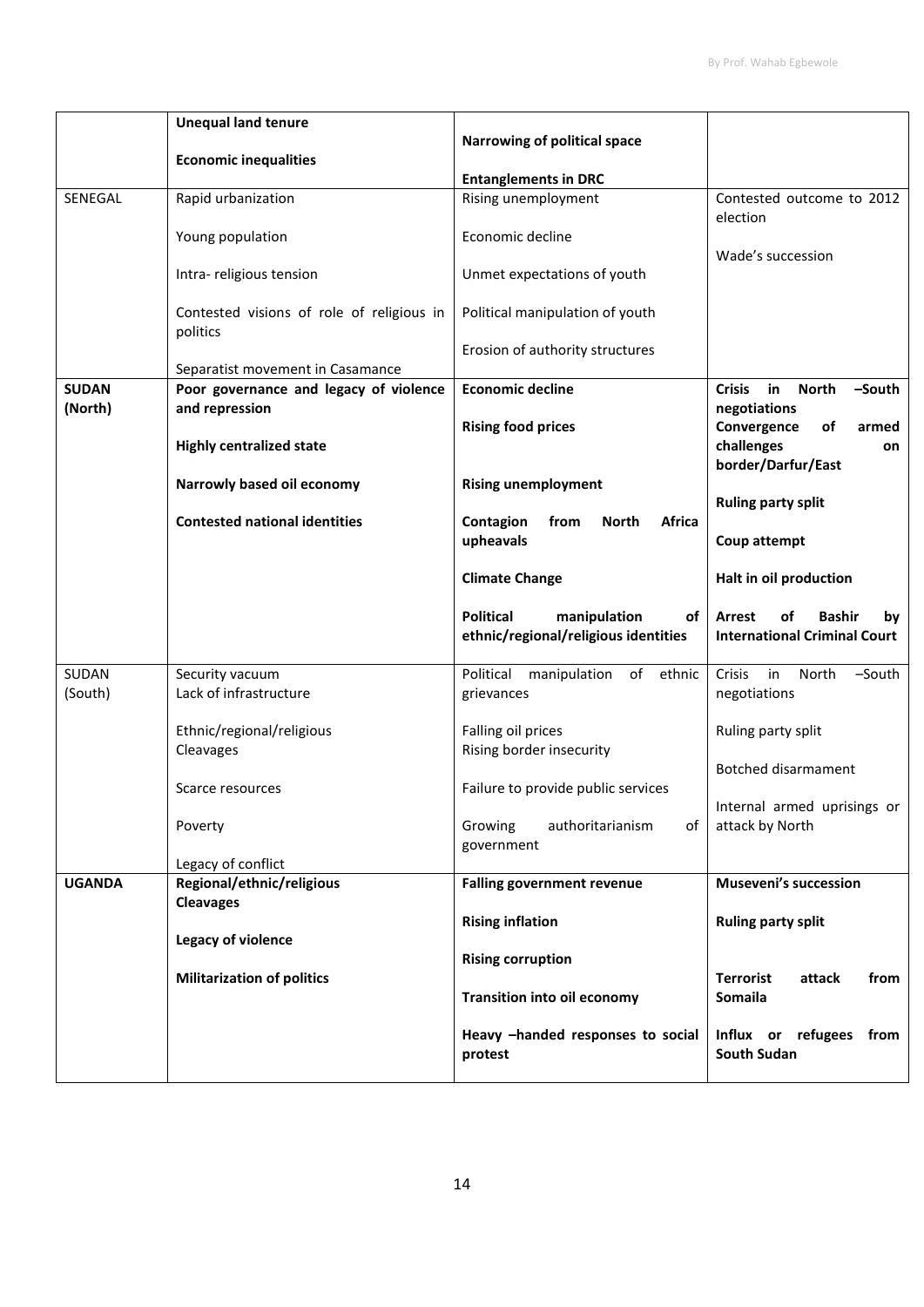| | | | |
|---|---|---|---|
| | **Unequal land tenure**<br><br>**Economic inequalities** | **Narrowing of political space**<br><br>**Entanglements in DRC** | |
| SENEGAL | Rapid urbanization<br><br>Young population<br><br>Intra- religious tension<br><br>Contested visions of role of religious in politics<br><br>Separatist movement in Casamance | Rising unemployment<br><br>Economic decline<br><br>Unmet expectations of youth<br><br>Political manipulation of youth<br><br>Erosion of authority structures | Contested outcome to 2012 election<br><br>Wade's succession |
| **SUDAN (North)** | **Poor governance and legacy of violence and repression**<br><br>**Highly centralized state**<br><br>**Narrowly based oil economy**<br><br>**Contested national identities** | **Economic decline**<br><br>**Rising food prices**<br><br>**Rising unemployment**<br><br>**Contagion from North Africa upheavals**<br><br>**Climate Change**<br><br>**Political manipulation of ethnic/regional/religious identities** | **Crisis in North –South negotiations**<br>**Convergence of armed challenges on border/Darfur/East**<br><br>**Ruling party split**<br><br>**Coup attempt**<br><br>**Halt in oil production**<br><br>**Arrest of Bashir by International Criminal Court** |
| SUDAN (South) | Security vacuum<br>Lack of infrastructure<br><br>Ethnic/regional/religious Cleavages<br><br>Scarce resources<br><br>Poverty<br><br>Legacy of conflict | Political manipulation of ethnic grievances<br><br>Falling oil prices<br>Rising border insecurity<br><br>Failure to provide public services<br><br>Growing authoritarianism of government | Crisis in North –South negotiations<br><br>Ruling party split<br><br>Botched disarmament<br><br>Internal armed uprisings or attack by North |
| **UGANDA** | **Regional/ethnic/religious Cleavages**<br><br>**Legacy of violence**<br><br>**Militarization of politics** | **Falling government revenue**<br><br>**Rising inflation**<br><br>**Rising corruption**<br><br>**Transition into oil economy**<br><br>**Heavy –handed responses to social protest** | **Museveni's succession**<br><br>**Ruling party split**<br><br>**Terrorist attack from Somaila**<br><br>**Influx or refugees from South Sudan** |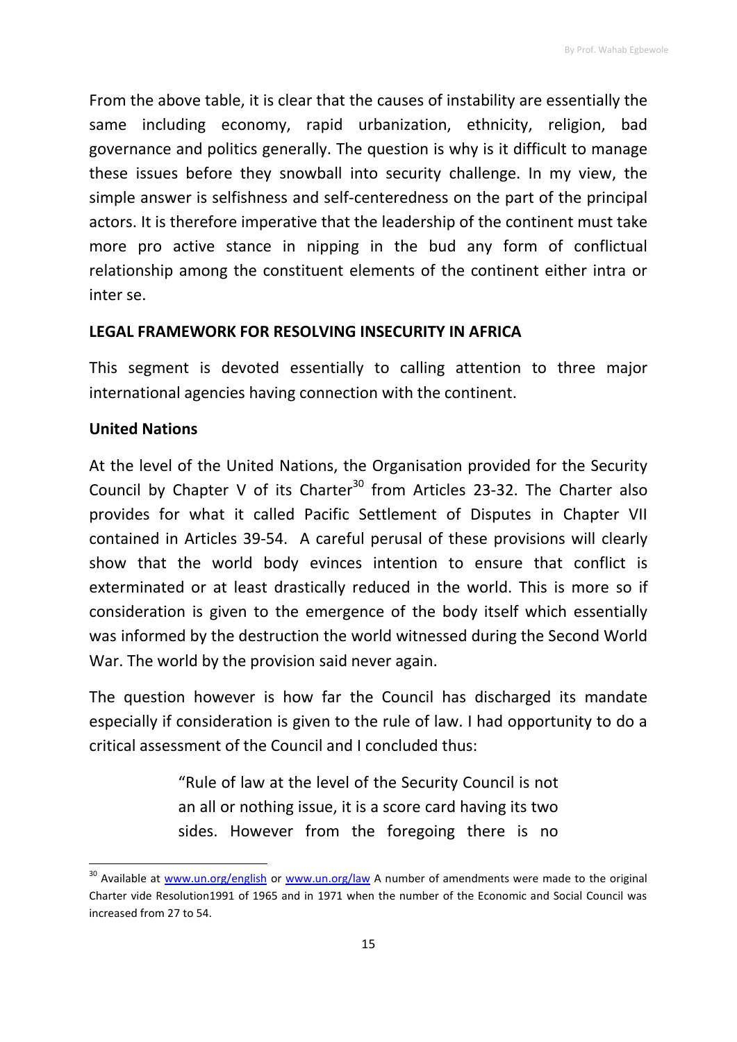From the above table, it is clear that the causes of instability are essentially the same including economy, rapid urbanization, ethnicity, religion, bad governance and politics generally. The question is why is it difficult to manage these issues before they snowball into security challenge. In my view, the simple answer is selfishness and self-centeredness on the part of the principal actors. It is therefore imperative that the leadership of the continent must take more pro active stance in nipping in the bud any form of conflictual relationship among the constituent elements of the continent either intra or inter se.

## LEGAL FRAMEWORK FOR RESOLVING INSECURITY IN AFRICA

This segment is devoted essentially to calling attention to three major international agencies having connection with the continent.

### United Nations

At the level of the United Nations, the Organisation provided for the Security Council by Chapter V of its Charter[30] from Articles 23-32. The Charter also provides for what it called Pacific Settlement of Disputes in Chapter VII contained in Articles 39-54. A careful perusal of these provisions will clearly show that the world body evinces intention to ensure that conflict is exterminated or at least drastically reduced in the world. This is more so if consideration is given to the emergence of the body itself which essentially was informed by the destruction the world witnessed during the Second World War. The world by the provision said never again.

The question however is how far the Council has discharged its mandate especially if consideration is given to the rule of law. I had opportunity to do a critical assessment of the Council and I concluded thus:

> "Rule of law at the level of the Security Council is not an all or nothing issue, it is a score card having its two sides. However from the foregoing there is no

---

[30] Available at www.un.org/english or www.un.org/law A number of amendments were made to the original Charter vide Resolution1991 of 1965 and in 1971 when the number of the Economic and Social Council was increased from 27 to 54.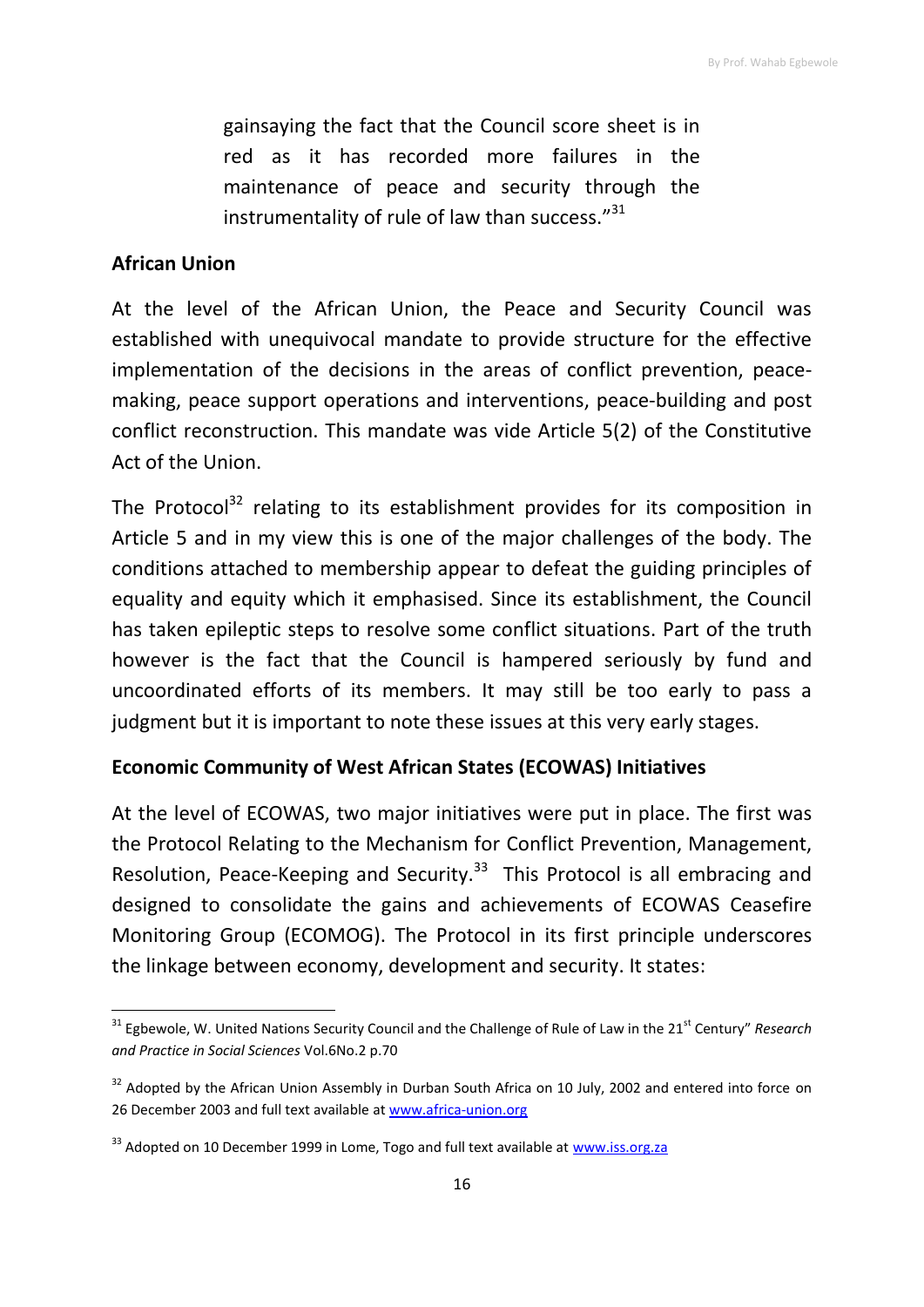> gainsaying the fact that the Council score sheet is in red as it has recorded more failures in the maintenance of peace and security through the instrumentality of rule of law than success."[31]

**African Union**

At the level of the African Union, the Peace and Security Council was established with unequivocal mandate to provide structure for the effective implementation of the decisions in the areas of conflict prevention, peace-making, peace support operations and interventions, peace-building and post conflict reconstruction. This mandate was vide Article 5(2) of the Constitutive Act of the Union.

The Protocol[32] relating to its establishment provides for its composition in Article 5 and in my view this is one of the major challenges of the body. The conditions attached to membership appear to defeat the guiding principles of equality and equity which it emphasised. Since its establishment, the Council has taken epileptic steps to resolve some conflict situations. Part of the truth however is the fact that the Council is hampered seriously by fund and uncoordinated efforts of its members. It may still be too early to pass a judgment but it is important to note these issues at this very early stages.

**Economic Community of West African States (ECOWAS) Initiatives**

At the level of ECOWAS, two major initiatives were put in place. The first was the Protocol Relating to the Mechanism for Conflict Prevention, Management, Resolution, Peace-Keeping and Security.[33] This Protocol is all embracing and designed to consolidate the gains and achievements of ECOWAS Ceasefire Monitoring Group (ECOMOG). The Protocol in its first principle underscores the linkage between economy, development and security. It states:

---

[31] Egbewole, W. United Nations Security Council and the Challenge of Rule of Law in the 21st Century" *Research and Practice in Social Sciences* Vol.6No.2 p.70

[32] Adopted by the African Union Assembly in Durban South Africa on 10 July, 2002 and entered into force on 26 December 2003 and full text available at www.africa-union.org

[33] Adopted on 10 December 1999 in Lome, Togo and full text available at www.iss.org.za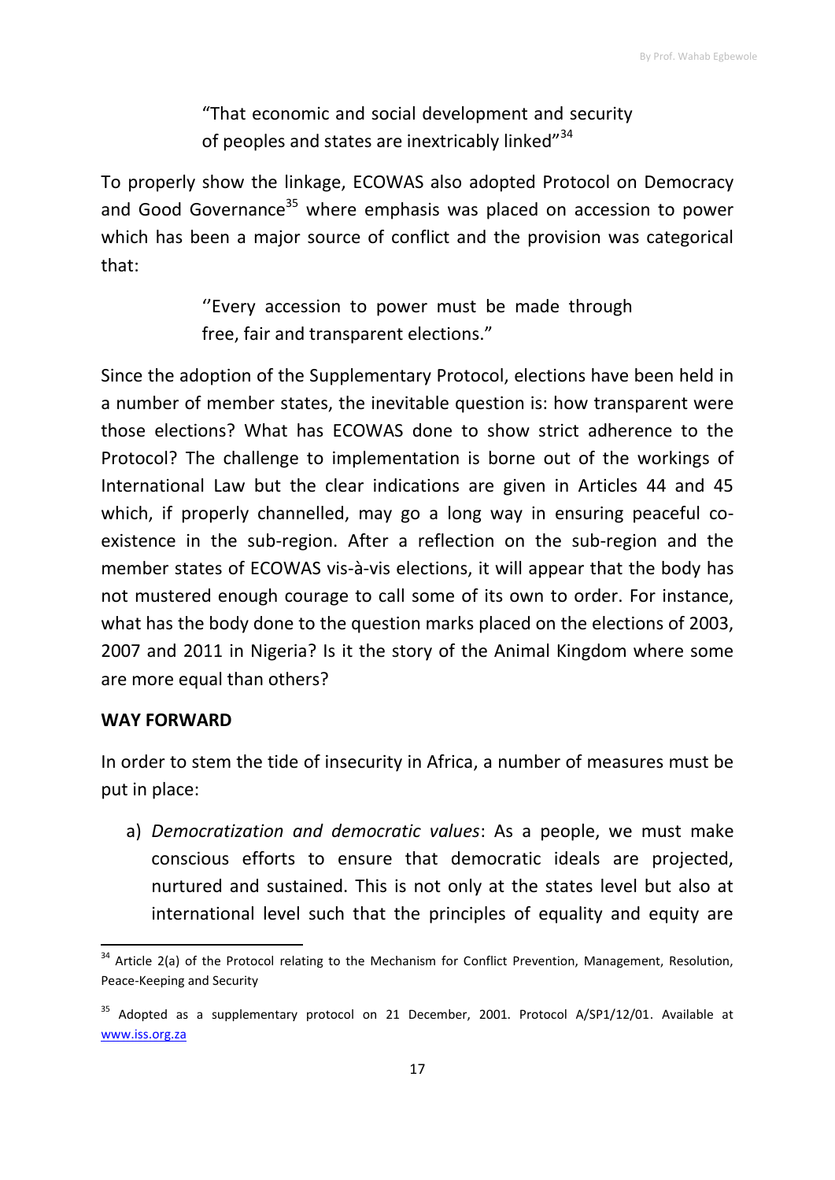> "That economic and social development and security of peoples and states are inextricably linked"[34]

To properly show the linkage, ECOWAS also adopted Protocol on Democracy and Good Governance[35] where emphasis was placed on accession to power which has been a major source of conflict and the provision was categorical that:

> ''Every accession to power must be made through free, fair and transparent elections."

Since the adoption of the Supplementary Protocol, elections have been held in a number of member states, the inevitable question is: how transparent were those elections? What has ECOWAS done to show strict adherence to the Protocol? The challenge to implementation is borne out of the workings of International Law but the clear indications are given in Articles 44 and 45 which, if properly channelled, may go a long way in ensuring peaceful co-existence in the sub-region. After a reflection on the sub-region and the member states of ECOWAS vis-à-vis elections, it will appear that the body has not mustered enough courage to call some of its own to order. For instance, what has the body done to the question marks placed on the elections of 2003, 2007 and 2011 in Nigeria? Is it the story of the Animal Kingdom where some are more equal than others?

**WAY FORWARD**

In order to stem the tide of insecurity in Africa, a number of measures must be put in place:

a) *Democratization and democratic values*: As a people, we must make conscious efforts to ensure that democratic ideals are projected, nurtured and sustained. This is not only at the states level but also at international level such that the principles of equality and equity are

---

[34] Article 2(a) of the Protocol relating to the Mechanism for Conflict Prevention, Management, Resolution, Peace-Keeping and Security

[35] Adopted as a supplementary protocol on 21 December, 2001. Protocol A/SP1/12/01. Available at www.iss.org.za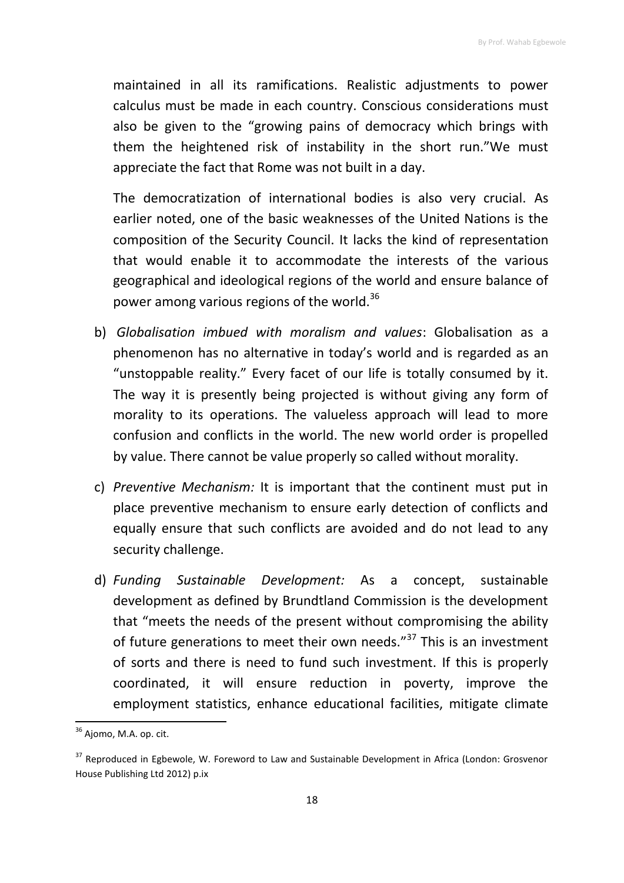maintained in all its ramifications. Realistic adjustments to power calculus must be made in each country. Conscious considerations must also be given to the "growing pains of democracy which brings with them the heightened risk of instability in the short run."We must appreciate the fact that Rome was not built in a day.

The democratization of international bodies is also very crucial. As earlier noted, one of the basic weaknesses of the United Nations is the composition of the Security Council. It lacks the kind of representation that would enable it to accommodate the interests of the various geographical and ideological regions of the world and ensure balance of power among various regions of the world.[36]

b) *Globalisation imbued with moralism and values*: Globalisation as a phenomenon has no alternative in today's world and is regarded as an "unstoppable reality." Every facet of our life is totally consumed by it. The way it is presently being projected is without giving any form of morality to its operations. The valueless approach will lead to more confusion and conflicts in the world. The new world order is propelled by value. There cannot be value properly so called without morality.

c) *Preventive Mechanism:* It is important that the continent must put in place preventive mechanism to ensure early detection of conflicts and equally ensure that such conflicts are avoided and do not lead to any security challenge.

d) *Funding Sustainable Development:* As a concept, sustainable development as defined by Brundtland Commission is the development that "meets the needs of the present without compromising the ability of future generations to meet their own needs."[37] This is an investment of sorts and there is need to fund such investment. If this is properly coordinated, it will ensure reduction in poverty, improve the employment statistics, enhance educational facilities, mitigate climate

---

[36] Ajomo, M.A. op. cit.

[37] Reproduced in Egbewole, W. Foreword to Law and Sustainable Development in Africa (London: Grosvenor House Publishing Ltd 2012) p.ix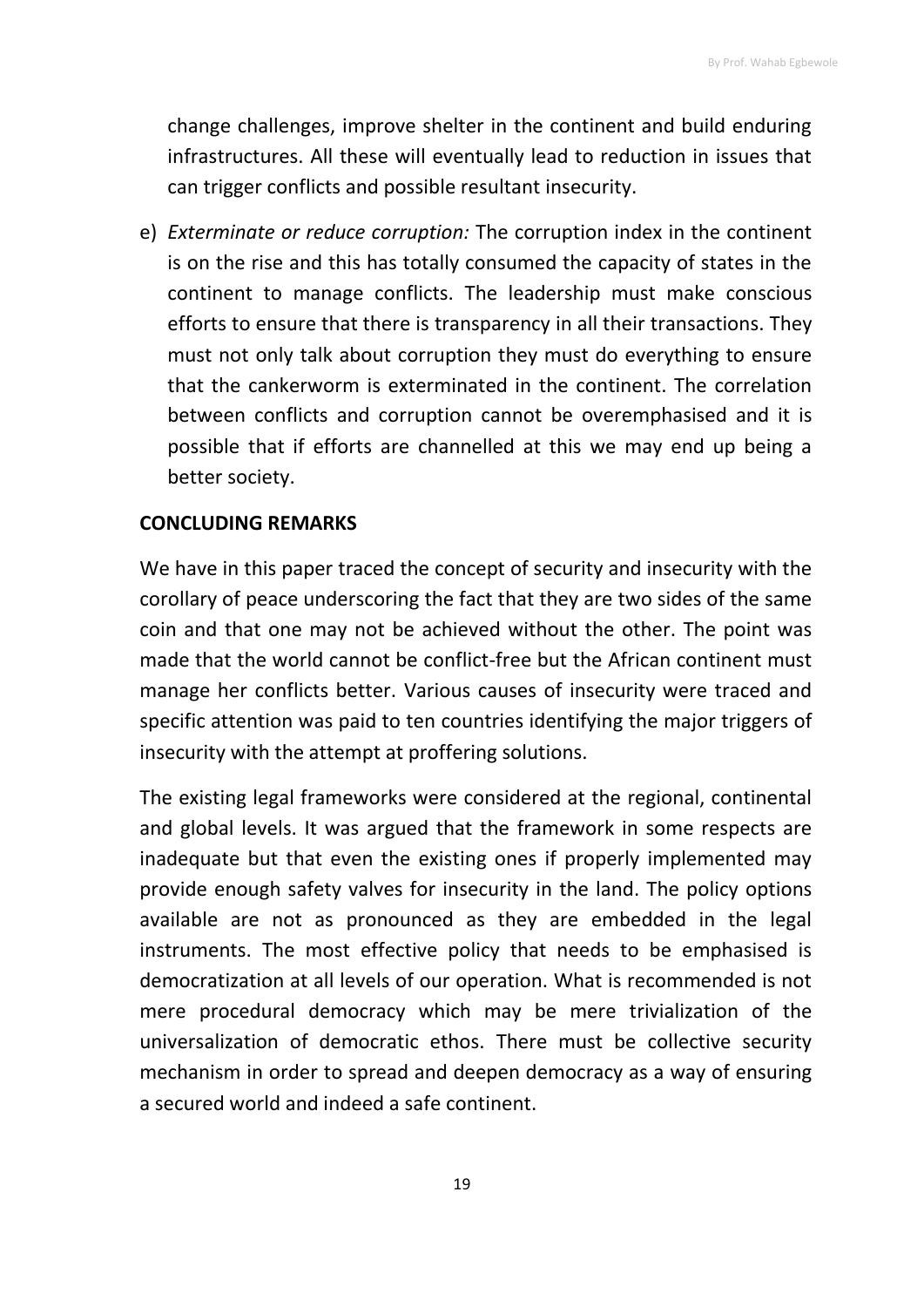change challenges, improve shelter in the continent and build enduring infrastructures. All these will eventually lead to reduction in issues that can trigger conflicts and possible resultant insecurity.

e) *Exterminate or reduce corruption:* The corruption index in the continent is on the rise and this has totally consumed the capacity of states in the continent to manage conflicts. The leadership must make conscious efforts to ensure that there is transparency in all their transactions. They must not only talk about corruption they must do everything to ensure that the cankerworm is exterminated in the continent. The correlation between conflicts and corruption cannot be overemphasised and it is possible that if efforts are channelled at this we may end up being a better society.

**CONCLUDING REMARKS**

We have in this paper traced the concept of security and insecurity with the corollary of peace underscoring the fact that they are two sides of the same coin and that one may not be achieved without the other. The point was made that the world cannot be conflict-free but the African continent must manage her conflicts better. Various causes of insecurity were traced and specific attention was paid to ten countries identifying the major triggers of insecurity with the attempt at proffering solutions.

The existing legal frameworks were considered at the regional, continental and global levels. It was argued that the framework in some respects are inadequate but that even the existing ones if properly implemented may provide enough safety valves for insecurity in the land. The policy options available are not as pronounced as they are embedded in the legal instruments. The most effective policy that needs to be emphasised is democratization at all levels of our operation. What is recommended is not mere procedural democracy which may be mere trivialization of the universalization of democratic ethos. There must be collective security mechanism in order to spread and deepen democracy as a way of ensuring a secured world and indeed a safe continent.